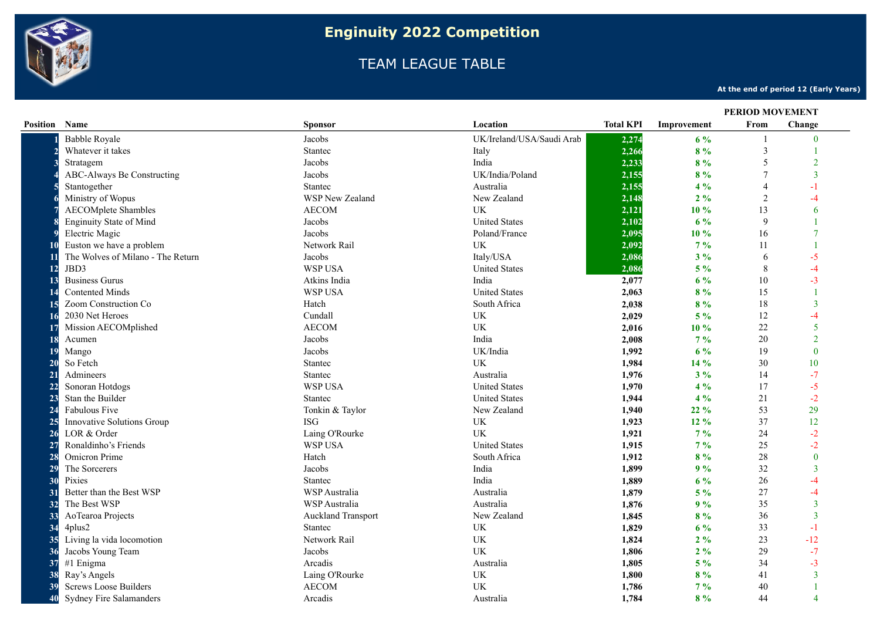# Enginuity 2022 Competition

## TEAM LEAGUE TABLE

**At the end of period 12 (Early Years)**

| Position | Name | Sponsor | Location | Total KPI | Improvement | PERIOD MOVEMENT From | Change |
|---|---|---|---|---|---|---|---|
| 1 | Babble Royale | Jacobs | UK/Ireland/USA/Saudi Arab | 2,274 | 6 % | 1 | 0 |
| 2 | Whatever it takes | Stantec | Italy | 2,266 | 8 % | 3 | 1 |
| 3 | Stratagem | Jacobs | India | 2,233 | 8 % | 5 | 2 |
| 4 | ABC-Always Be Constructing | Jacobs | UK/India/Poland | 2,155 | 8 % | 7 | 3 |
| 5 | Stantogether | Stantec | Australia | 2,155 | 4 % | 4 | -1 |
| 6 | Ministry of Wopus | WSP New Zealand | New Zealand | 2,148 | 2 % | 2 | -4 |
| 7 | AECOMplete Shambles | AECOM | UK | 2,121 | 10 % | 13 | 6 |
| 8 | Enginuity State of Mind | Jacobs | United States | 2,102 | 6 % | 9 | 1 |
| 9 | Electric Magic | Jacobs | Poland/France | 2,095 | 10 % | 16 | 7 |
| 10 | Euston we have a problem | Network Rail | UK | 2,092 | 7 % | 11 | 1 |
| 11 | The Wolves of Milano - The Return | Jacobs | Italy/USA | 2,086 | 3 % | 6 | -5 |
| 12 | JBD3 | WSP USA | United States | 2,086 | 5 % | 8 | -4 |
| 13 | Business Gurus | Atkins India | India | 2,077 | 6 % | 10 | -3 |
| 14 | Contented Minds | WSP USA | United States | 2,063 | 8 % | 15 | 1 |
| 15 | Zoom Construction Co | Hatch | South Africa | 2,038 | 8 % | 18 | 3 |
| 16 | 2030 Net Heroes | Cundall | UK | 2,029 | 5 % | 12 | -4 |
| 17 | Mission AECOMplished | AECOM | UK | 2,016 | 10 % | 22 | 5 |
| 18 | Acumen | Jacobs | India | 2,008 | 7 % | 20 | 2 |
| 19 | Mango | Jacobs | UK/India | 1,992 | 6 % | 19 | 0 |
| 20 | So Fetch | Stantec | UK | 1,984 | 14 % | 30 | 10 |
| 21 | Admineers | Stantec | Australia | 1,976 | 3 % | 14 | -7 |
| 22 | Sonoran Hotdogs | WSP USA | United States | 1,970 | 4 % | 17 | -5 |
| 23 | Stan the Builder | Stantec | United States | 1,944 | 4 % | 21 | -2 |
| 24 | Fabulous Five | Tonkin & Taylor | New Zealand | 1,940 | 22 % | 53 | 29 |
| 25 | Innovative Solutions Group | ISG | UK | 1,923 | 12 % | 37 | 12 |
| 26 | LOR & Order | Laing O'Rourke | UK | 1,921 | 7 % | 24 | -2 |
| 27 | Ronaldinho’s Friends | WSP USA | United States | 1,915 | 7 % | 25 | -2 |
| 28 | Omicron Prime | Hatch | South Africa | 1,912 | 8 % | 28 | 0 |
| 29 | The Sorcerers | Jacobs | India | 1,899 | 9 % | 32 | 3 |
| 30 | Pixies | Stantec | India | 1,889 | 6 % | 26 | -4 |
| 31 | Better than the Best WSP | WSP Australia | Australia | 1,879 | 5 % | 27 | -4 |
| 32 | The Best WSP | WSP Australia | Australia | 1,876 | 9 % | 35 | 3 |
| 33 | AoTearoa Projects | Auckland Transport | New Zealand | 1,845 | 8 % | 36 | 3 |
| 34 | 4plus2 | Stantec | UK | 1,829 | 6 % | 33 | -1 |
| 35 | Living la vida locomotion | Network Rail | UK | 1,824 | 2 % | 23 | -12 |
| 36 | Jacobs Young Team | Jacobs | UK | 1,806 | 2 % | 29 | -7 |
| 37 | #1 Enigma | Arcadis | Australia | 1,805 | 5 % | 34 | -3 |
| 38 | Ray’s Angels | Laing O'Rourke | UK | 1,800 | 8 % | 41 | 3 |
| 39 | Screws Loose Builders | AECOM | UK | 1,786 | 7 % | 40 | 1 |
| 40 | Sydney Fire Salamanders | Arcadis | Australia | 1,784 | 8 % | 44 | 4 |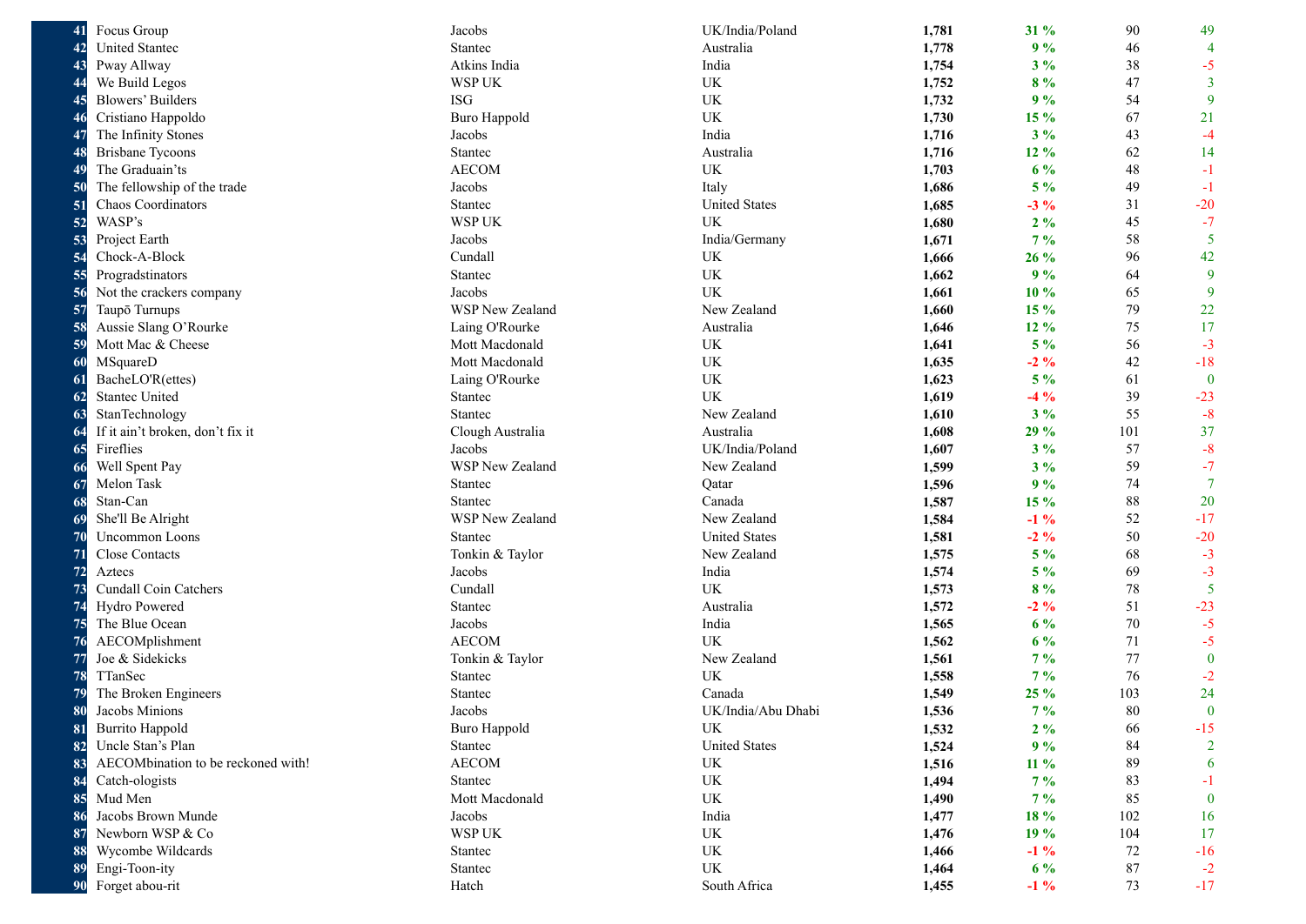| | | | | | | | |
|---|---|---|---|---|---|---|---|
| 41 | Focus Group | Jacobs | UK/India/Poland | **1,781** | **31 %** | 90 | 49 |
| 42 | United Stantec | Stantec | Australia | **1,778** | **9 %** | 46 | 4 |
| 43 | Pway Allway | Atkins India | India | **1,754** | **3 %** | 38 | -5 |
| 44 | We Build Legos | WSP UK | UK | **1,752** | **8 %** | 47 | 3 |
| 45 | Blowers' Builders | ISG | UK | **1,732** | **9 %** | 54 | 9 |
| 46 | Cristiano Happoldo | Buro Happold | UK | **1,730** | **15 %** | 67 | 21 |
| 47 | The Infinity Stones | Jacobs | India | **1,716** | **3 %** | 43 | -4 |
| 48 | Brisbane Tycoons | Stantec | Australia | **1,716** | **12 %** | 62 | 14 |
| 49 | The Graduain'ts | AECOM | UK | **1,703** | **6 %** | 48 | -1 |
| 50 | The fellowship of the trade | Jacobs | Italy | **1,686** | **5 %** | 49 | -1 |
| 51 | Chaos Coordinators | Stantec | United States | **1,685** | **-3 %** | 31 | -20 |
| 52 | WASP's | WSP UK | UK | **1,680** | **2 %** | 45 | -7 |
| 53 | Project Earth | Jacobs | India/Germany | **1,671** | **7 %** | 58 | 5 |
| 54 | Chock-A-Block | Cundall | UK | **1,666** | **26 %** | 96 | 42 |
| 55 | Progradstinators | Stantec | UK | **1,662** | **9 %** | 64 | 9 |
| 56 | Not the crackers company | Jacobs | UK | **1,661** | **10 %** | 65 | 9 |
| 57 | Taupō Turnups | WSP New Zealand | New Zealand | **1,660** | **15 %** | 79 | 22 |
| 58 | Aussie Slang O'Rourke | Laing O'Rourke | Australia | **1,646** | **12 %** | 75 | 17 |
| 59 | Mott Mac & Cheese | Mott Macdonald | UK | **1,641** | **5 %** | 56 | -3 |
| 60 | MSquareD | Mott Macdonald | UK | **1,635** | **-2 %** | 42 | -18 |
| 61 | BacheLO'R(ettes) | Laing O'Rourke | UK | **1,623** | **5 %** | 61 | 0 |
| 62 | Stantec United | Stantec | UK | **1,619** | **-4 %** | 39 | -23 |
| 63 | StanTechnology | Stantec | New Zealand | **1,610** | **3 %** | 55 | -8 |
| 64 | If it ain't broken, don't fix it | Clough Australia | Australia | **1,608** | **29 %** | 101 | 37 |
| 65 | Fireflies | Jacobs | UK/India/Poland | **1,607** | **3 %** | 57 | -8 |
| 66 | Well Spent Pay | WSP New Zealand | New Zealand | **1,599** | **3 %** | 59 | -7 |
| 67 | Melon Task | Stantec | Qatar | **1,596** | **9 %** | 74 | 7 |
| 68 | Stan-Can | Stantec | Canada | **1,587** | **15 %** | 88 | 20 |
| 69 | She'll Be Alright | WSP New Zealand | New Zealand | **1,584** | **-1 %** | 52 | -17 |
| 70 | Uncommon Loons | Stantec | United States | **1,581** | **-2 %** | 50 | -20 |
| 71 | Close Contacts | Tonkin & Taylor | New Zealand | **1,575** | **5 %** | 68 | -3 |
| 72 | Aztecs | Jacobs | India | **1,574** | **5 %** | 69 | -3 |
| 73 | Cundall Coin Catchers | Cundall | UK | **1,573** | **8 %** | 78 | 5 |
| 74 | Hydro Powered | Stantec | Australia | **1,572** | **-2 %** | 51 | -23 |
| 75 | The Blue Ocean | Jacobs | India | **1,565** | **6 %** | 70 | -5 |
| 76 | AECOMplishment | AECOM | UK | **1,562** | **6 %** | 71 | -5 |
| 77 | Joe & Sidekicks | Tonkin & Taylor | New Zealand | **1,561** | **7 %** | 77 | 0 |
| 78 | TTanSec | Stantec | UK | **1,558** | **7 %** | 76 | -2 |
| 79 | The Broken Engineers | Stantec | Canada | **1,549** | **25 %** | 103 | 24 |
| 80 | Jacobs Minions | Jacobs | UK/India/Abu Dhabi | **1,536** | **7 %** | 80 | 0 |
| 81 | Burrito Happold | Buro Happold | UK | **1,532** | **2 %** | 66 | -15 |
| 82 | Uncle Stan's Plan | Stantec | United States | **1,524** | **9 %** | 84 | 2 |
| 83 | AECOMbination to be reckoned with! | AECOM | UK | **1,516** | **11 %** | 89 | 6 |
| 84 | Catch-ologists | Stantec | UK | **1,494** | **7 %** | 83 | -1 |
| 85 | Mud Men | Mott Macdonald | UK | **1,490** | **7 %** | 85 | 0 |
| 86 | Jacobs Brown Munde | Jacobs | India | **1,477** | **18 %** | 102 | 16 |
| 87 | Newborn WSP & Co | WSP UK | UK | **1,476** | **19 %** | 104 | 17 |
| 88 | Wycombe Wildcards | Stantec | UK | **1,466** | **-1 %** | 72 | -16 |
| 89 | Engi-Toon-ity | Stantec | UK | **1,464** | **6 %** | 87 | -2 |
| 90 | Forget abou-rit | Hatch | South Africa | **1,455** | **-1 %** | 73 | -17 |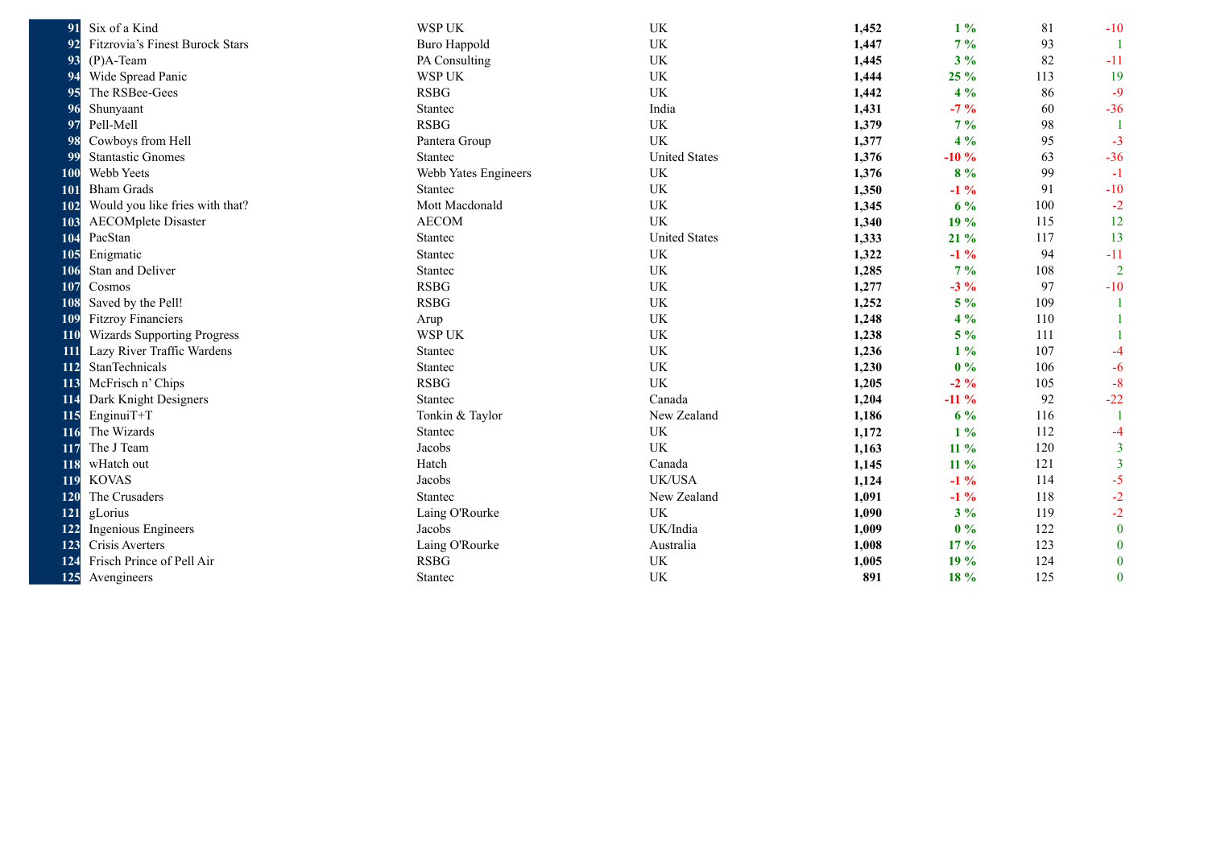| | | | | | | | |
|---|---|---|---|---|---|---|---|
| 91 | Six of a Kind | WSP UK | UK | **1,452** | **1 %** | 81 | -10 |
| 92 | Fitzrovia's Finest Burock Stars | Buro Happold | UK | **1,447** | **7 %** | 93 | 1 |
| 93 | (P)A-Team | PA Consulting | UK | **1,445** | **3 %** | 82 | -11 |
| 94 | Wide Spread Panic | WSP UK | UK | **1,444** | **25 %** | 113 | 19 |
| 95 | The RSBee-Gees | RSBG | UK | **1,442** | **4 %** | 86 | -9 |
| 96 | Shunyaant | Stantec | India | **1,431** | **-7 %** | 60 | -36 |
| 97 | Pell-Mell | RSBG | UK | **1,379** | **7 %** | 98 | 1 |
| 98 | Cowboys from Hell | Pantera Group | UK | **1,377** | **4 %** | 95 | -3 |
| 99 | Stantastic Gnomes | Stantec | United States | **1,376** | **-10 %** | 63 | -36 |
| 100 | Webb Yeets | Webb Yates Engineers | UK | **1,376** | **8 %** | 99 | -1 |
| 101 | Bham Grads | Stantec | UK | **1,350** | **-1 %** | 91 | -10 |
| 102 | Would you like fries with that? | Mott Macdonald | UK | **1,345** | **6 %** | 100 | -2 |
| 103 | AECOMplete Disaster | AECOM | UK | **1,340** | **19 %** | 115 | 12 |
| 104 | PacStan | Stantec | United States | **1,333** | **21 %** | 117 | 13 |
| 105 | Enigmatic | Stantec | UK | **1,322** | **-1 %** | 94 | -11 |
| 106 | Stan and Deliver | Stantec | UK | **1,285** | **7 %** | 108 | 2 |
| 107 | Cosmos | RSBG | UK | **1,277** | **-3 %** | 97 | -10 |
| 108 | Saved by the Pell! | RSBG | UK | **1,252** | **5 %** | 109 | 1 |
| 109 | Fitzroy Financiers | Arup | UK | **1,248** | **4 %** | 110 | 1 |
| 110 | Wizards Supporting Progress | WSP UK | UK | **1,238** | **5 %** | 111 | 1 |
| 111 | Lazy River Traffic Wardens | Stantec | UK | **1,236** | **1 %** | 107 | -4 |
| 112 | StanTechnicals | Stantec | UK | **1,230** | **0 %** | 106 | -6 |
| 113 | McFrisch n' Chips | RSBG | UK | **1,205** | **-2 %** | 105 | -8 |
| 114 | Dark Knight Designers | Stantec | Canada | **1,204** | **-11 %** | 92 | -22 |
| 115 | EnginuiT+T | Tonkin & Taylor | New Zealand | **1,186** | **6 %** | 116 | 1 |
| 116 | The Wizards | Stantec | UK | **1,172** | **1 %** | 112 | -4 |
| 117 | The J Team | Jacobs | UK | **1,163** | **11 %** | 120 | 3 |
| 118 | wHatch out | Hatch | Canada | **1,145** | **11 %** | 121 | 3 |
| 119 | KOVAS | Jacobs | UK/USA | **1,124** | **-1 %** | 114 | -5 |
| 120 | The Crusaders | Stantec | New Zealand | **1,091** | **-1 %** | 118 | -2 |
| 121 | gLorius | Laing O'Rourke | UK | **1,090** | **3 %** | 119 | -2 |
| 122 | Ingenious Engineers | Jacobs | UK/India | **1,009** | **0 %** | 122 | 0 |
| 123 | Crisis Averters | Laing O'Rourke | Australia | **1,008** | **17 %** | 123 | 0 |
| 124 | Frisch Prince of Pell Air | RSBG | UK | **1,005** | **19 %** | 124 | 0 |
| 125 | Avengineers | Stantec | UK | **891** | **18 %** | 125 | 0 |